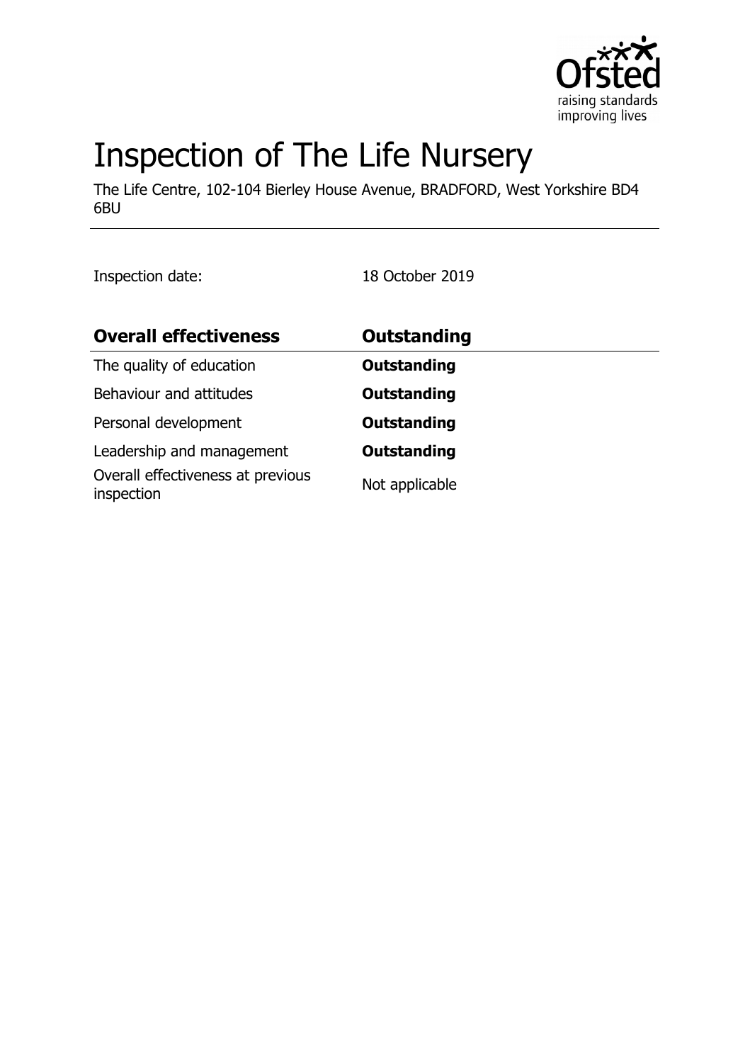# Inspection of The Life Nursery

The Life Centre, 102-104 Bierley House Avenue, BRADFORD, West Yorkshire BD4 6BU

Inspection date: 18 October 2019

| **Overall effectiveness** | **Outstanding** |
|---|---|
| The quality of education | **Outstanding** |
| Behaviour and attitudes | **Outstanding** |
| Personal development | **Outstanding** |
| Leadership and management | **Outstanding** |
| Overall effectiveness at previous inspection | Not applicable |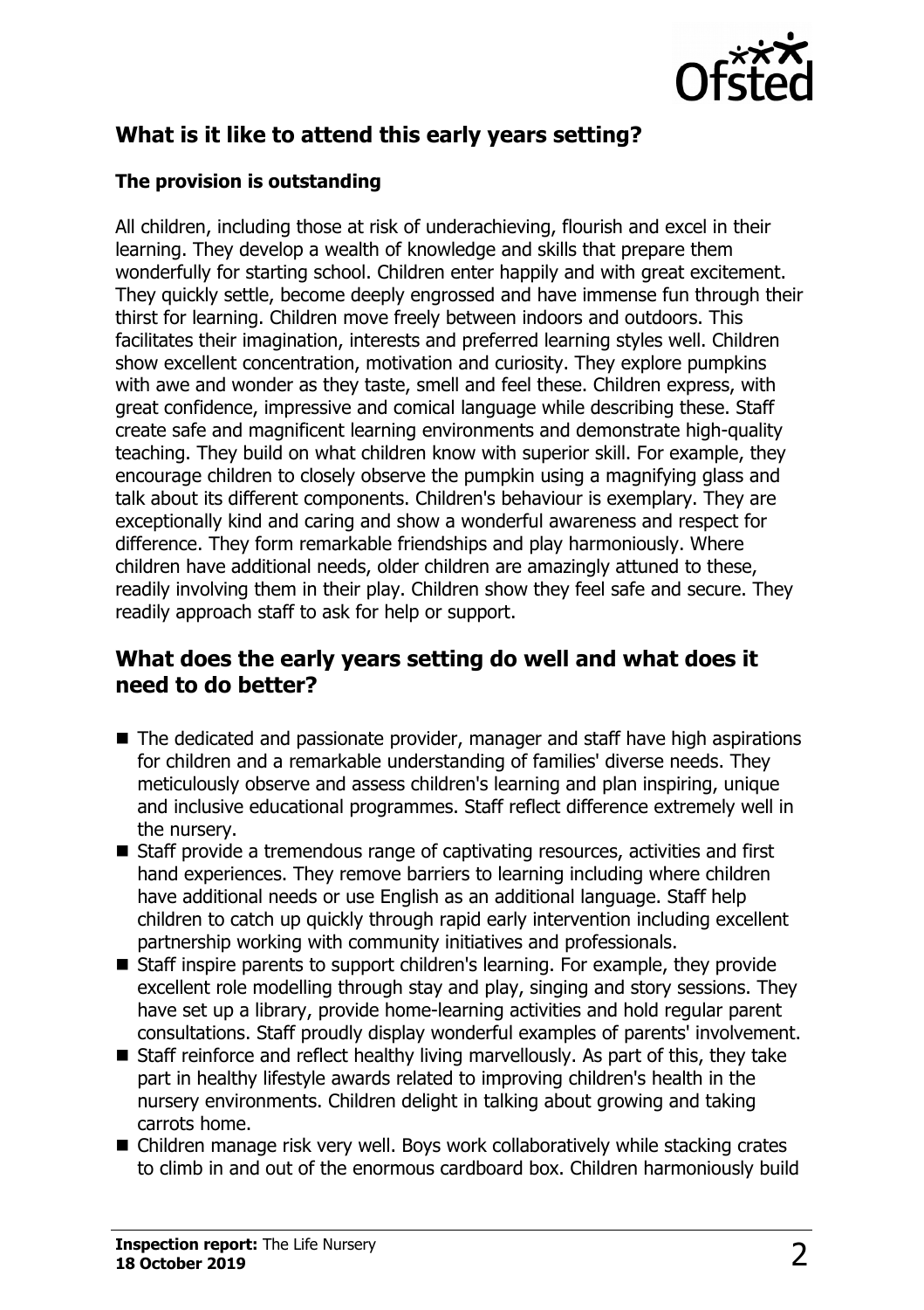## What is it like to attend this early years setting?

### The provision is outstanding

All children, including those at risk of underachieving, flourish and excel in their learning. They develop a wealth of knowledge and skills that prepare them wonderfully for starting school. Children enter happily and with great excitement. They quickly settle, become deeply engrossed and have immense fun through their thirst for learning. Children move freely between indoors and outdoors. This facilitates their imagination, interests and preferred learning styles well. Children show excellent concentration, motivation and curiosity. They explore pumpkins with awe and wonder as they taste, smell and feel these. Children express, with great confidence, impressive and comical language while describing these. Staff create safe and magnificent learning environments and demonstrate high-quality teaching. They build on what children know with superior skill. For example, they encourage children to closely observe the pumpkin using a magnifying glass and talk about its different components. Children's behaviour is exemplary. They are exceptionally kind and caring and show a wonderful awareness and respect for difference. They form remarkable friendships and play harmoniously. Where children have additional needs, older children are amazingly attuned to these, readily involving them in their play. Children show they feel safe and secure. They readily approach staff to ask for help or support.

## What does the early years setting do well and what does it need to do better?

- The dedicated and passionate provider, manager and staff have high aspirations for children and a remarkable understanding of families' diverse needs. They meticulously observe and assess children's learning and plan inspiring, unique and inclusive educational programmes. Staff reflect difference extremely well in the nursery.
- Staff provide a tremendous range of captivating resources, activities and first hand experiences. They remove barriers to learning including where children have additional needs or use English as an additional language. Staff help children to catch up quickly through rapid early intervention including excellent partnership working with community initiatives and professionals.
- Staff inspire parents to support children's learning. For example, they provide excellent role modelling through stay and play, singing and story sessions. They have set up a library, provide home-learning activities and hold regular parent consultations. Staff proudly display wonderful examples of parents' involvement.
- Staff reinforce and reflect healthy living marvellously. As part of this, they take part in healthy lifestyle awards related to improving children's health in the nursery environments. Children delight in talking about growing and taking carrots home.
- Children manage risk very well. Boys work collaboratively while stacking crates to climb in and out of the enormous cardboard box. Children harmoniously build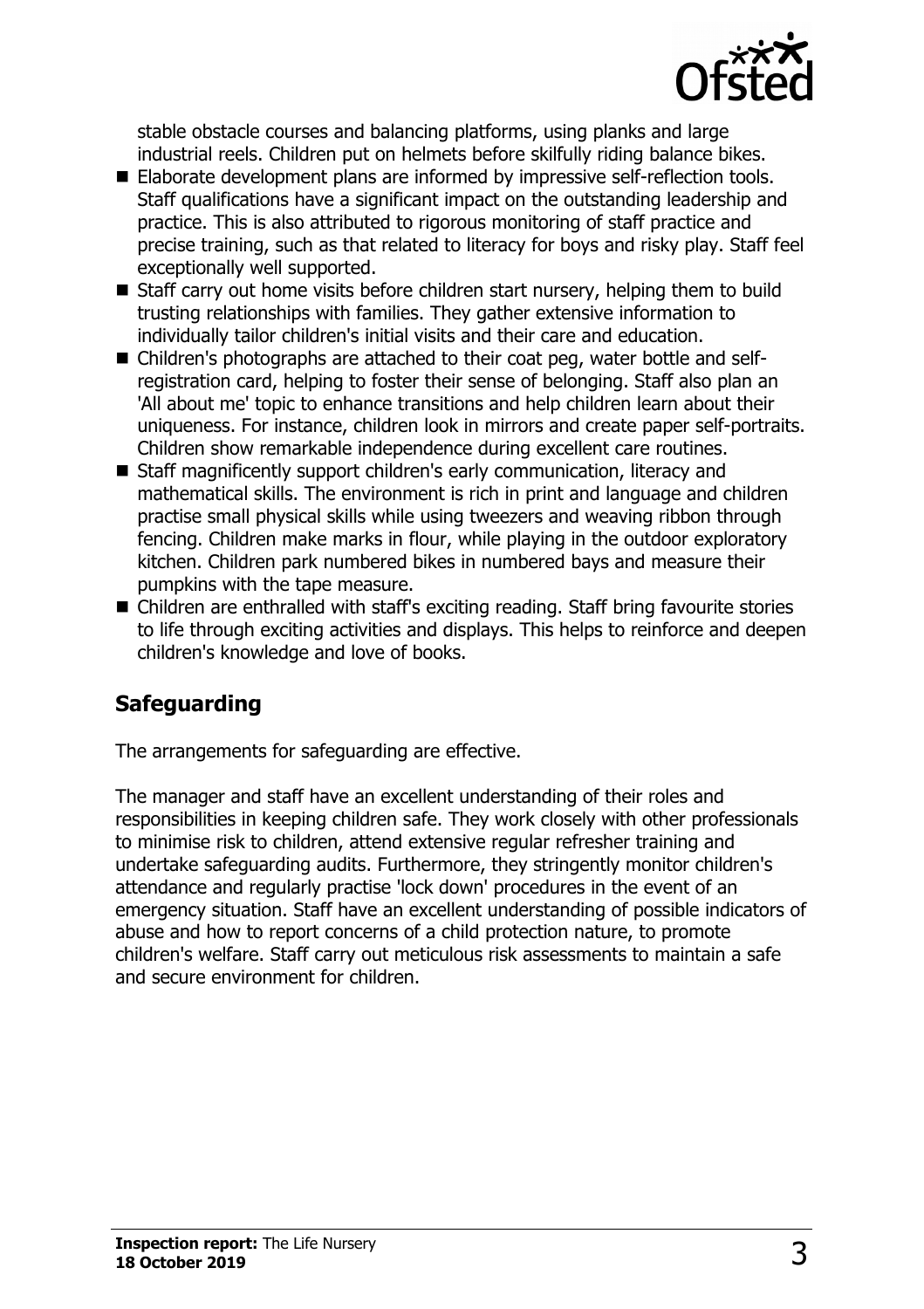stable obstacle courses and balancing platforms, using planks and large industrial reels. Children put on helmets before skilfully riding balance bikes.

- Elaborate development plans are informed by impressive self-reflection tools. Staff qualifications have a significant impact on the outstanding leadership and practice. This is also attributed to rigorous monitoring of staff practice and precise training, such as that related to literacy for boys and risky play. Staff feel exceptionally well supported.
- Staff carry out home visits before children start nursery, helping them to build trusting relationships with families. They gather extensive information to individually tailor children's initial visits and their care and education.
- Children's photographs are attached to their coat peg, water bottle and self-registration card, helping to foster their sense of belonging. Staff also plan an 'All about me' topic to enhance transitions and help children learn about their uniqueness. For instance, children look in mirrors and create paper self-portraits. Children show remarkable independence during excellent care routines.
- Staff magnificently support children's early communication, literacy and mathematical skills. The environment is rich in print and language and children practise small physical skills while using tweezers and weaving ribbon through fencing. Children make marks in flour, while playing in the outdoor exploratory kitchen. Children park numbered bikes in numbered bays and measure their pumpkins with the tape measure.
- Children are enthralled with staff's exciting reading. Staff bring favourite stories to life through exciting activities and displays. This helps to reinforce and deepen children's knowledge and love of books.

## Safeguarding

The arrangements for safeguarding are effective.

The manager and staff have an excellent understanding of their roles and responsibilities in keeping children safe. They work closely with other professionals to minimise risk to children, attend extensive regular refresher training and undertake safeguarding audits. Furthermore, they stringently monitor children's attendance and regularly practise 'lock down' procedures in the event of an emergency situation. Staff have an excellent understanding of possible indicators of abuse and how to report concerns of a child protection nature, to promote children's welfare. Staff carry out meticulous risk assessments to maintain a safe and secure environment for children.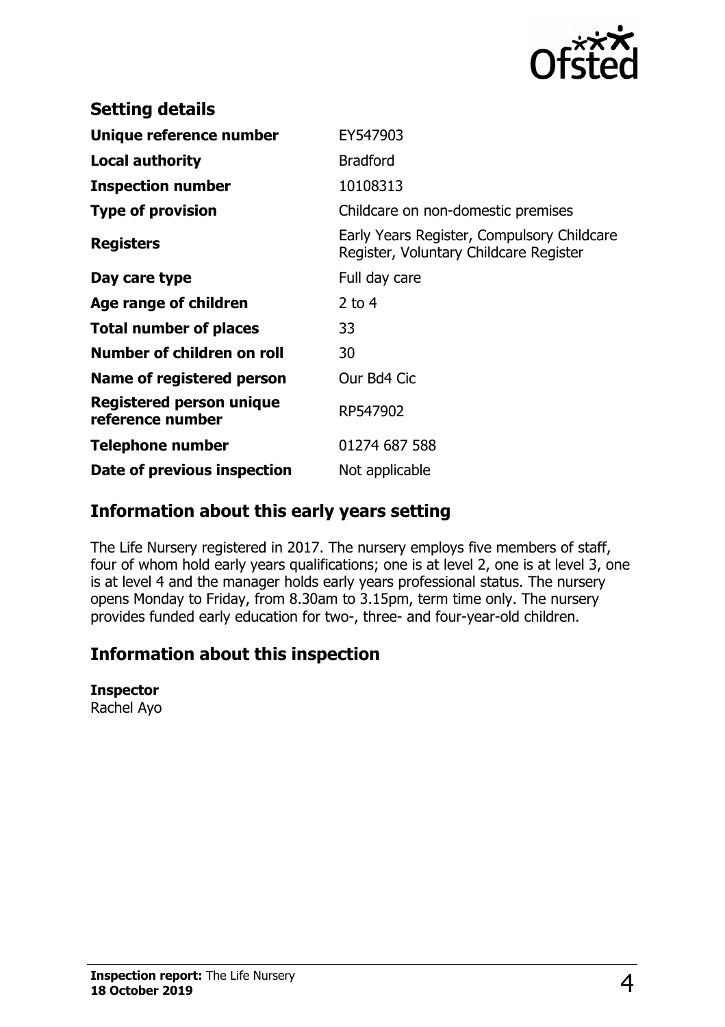## Setting details

| | |
|---|---|
| **Unique reference number** | EY547903 |
| **Local authority** | Bradford |
| **Inspection number** | 10108313 |
| **Type of provision** | Childcare on non-domestic premises |
| **Registers** | Early Years Register, Compulsory Childcare Register, Voluntary Childcare Register |
| **Day care type** | Full day care |
| **Age range of children** | 2 to 4 |
| **Total number of places** | 33 |
| **Number of children on roll** | 30 |
| **Name of registered person** | Our Bd4 Cic |
| **Registered person unique reference number** | RP547902 |
| **Telephone number** | 01274 687 588 |
| **Date of previous inspection** | Not applicable |

## Information about this early years setting

The Life Nursery registered in 2017. The nursery employs five members of staff, four of whom hold early years qualifications; one is at level 2, one is at level 3, one is at level 4 and the manager holds early years professional status. The nursery opens Monday to Friday, from 8.30am to 3.15pm, term time only. The nursery provides funded early education for two-, three- and four-year-old children.

## Information about this inspection

**Inspector**
Rachel Ayo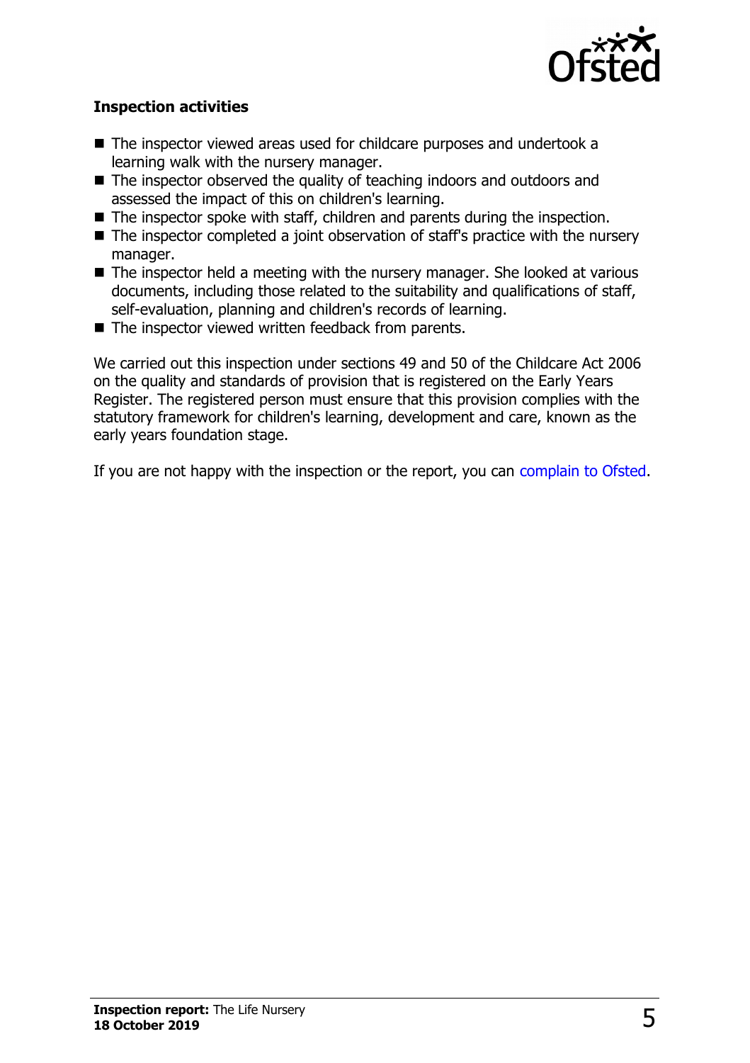### Inspection activities

- The inspector viewed areas used for childcare purposes and undertook a learning walk with the nursery manager.
- The inspector observed the quality of teaching indoors and outdoors and assessed the impact of this on children's learning.
- The inspector spoke with staff, children and parents during the inspection.
- The inspector completed a joint observation of staff's practice with the nursery manager.
- The inspector held a meeting with the nursery manager. She looked at various documents, including those related to the suitability and qualifications of staff, self-evaluation, planning and children's records of learning.
- The inspector viewed written feedback from parents.

We carried out this inspection under sections 49 and 50 of the Childcare Act 2006 on the quality and standards of provision that is registered on the Early Years Register. The registered person must ensure that this provision complies with the statutory framework for children's learning, development and care, known as the early years foundation stage.

If you are not happy with the inspection or the report, you can complain to Ofsted.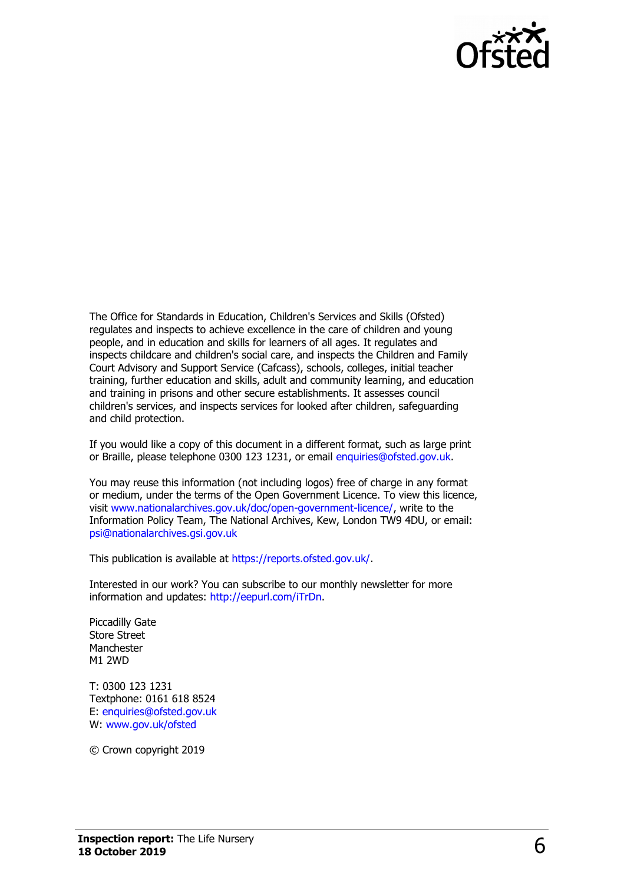The Office for Standards in Education, Children's Services and Skills (Ofsted) regulates and inspects to achieve excellence in the care of children and young people, and in education and skills for learners of all ages. It regulates and inspects childcare and children's social care, and inspects the Children and Family Court Advisory and Support Service (Cafcass), schools, colleges, initial teacher training, further education and skills, adult and community learning, and education and training in prisons and other secure establishments. It assesses council children's services, and inspects services for looked after children, safeguarding and child protection.

If you would like a copy of this document in a different format, such as large print or Braille, please telephone 0300 123 1231, or email enquiries@ofsted.gov.uk.

You may reuse this information (not including logos) free of charge in any format or medium, under the terms of the Open Government Licence. To view this licence, visit www.nationalarchives.gov.uk/doc/open-government-licence/, write to the Information Policy Team, The National Archives, Kew, London TW9 4DU, or email: psi@nationalarchives.gsi.gov.uk

This publication is available at https://reports.ofsted.gov.uk/.

Interested in our work? You can subscribe to our monthly newsletter for more information and updates: http://eepurl.com/iTrDn.

Piccadilly Gate  
Store Street  
Manchester  
M1 2WD

T: 0300 123 1231  
Textphone: 0161 618 8524  
E: enquiries@ofsted.gov.uk  
W: www.gov.uk/ofsted

© Crown copyright 2019